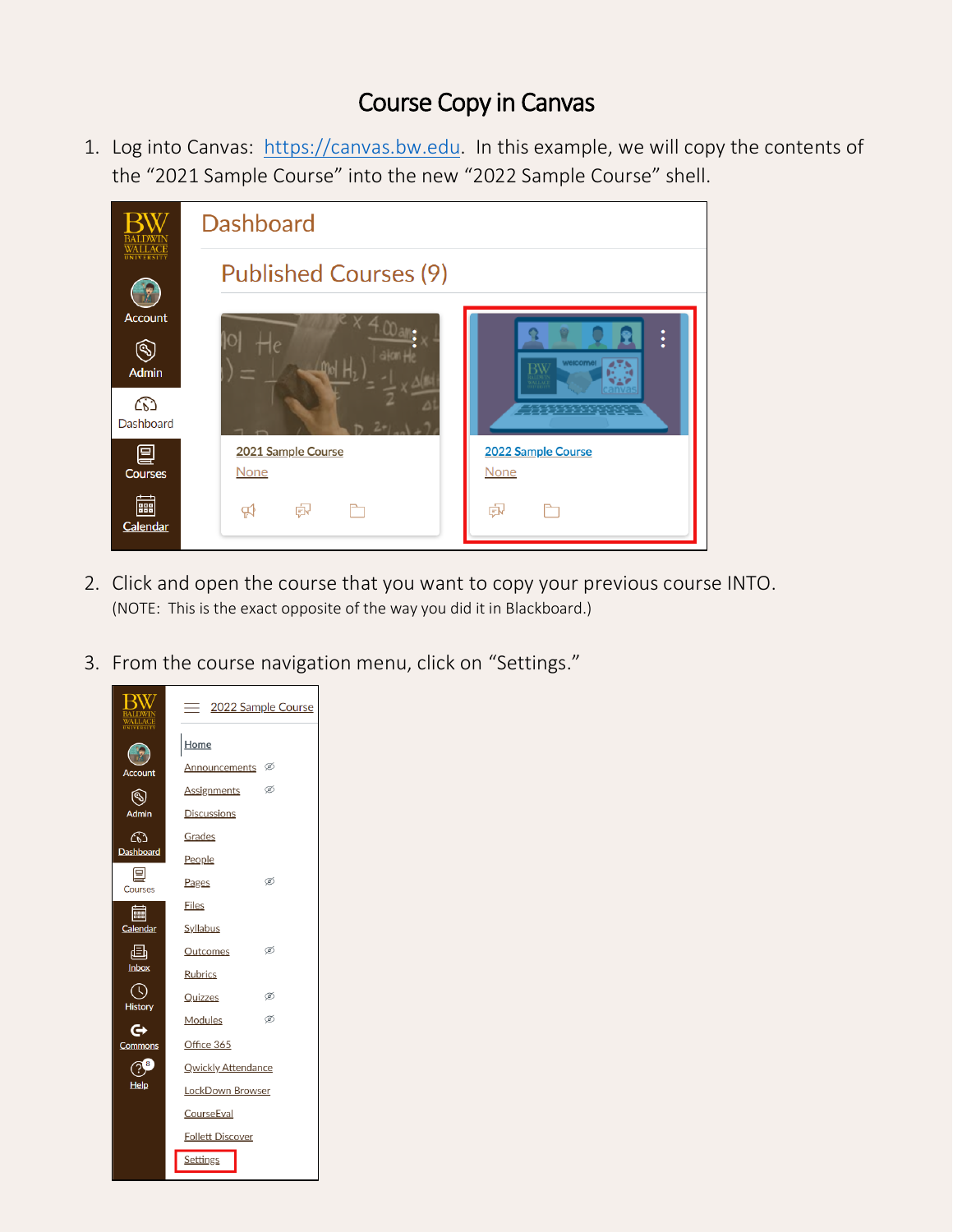# Course Copy in Canvas

1. Log into Canvas: [https://canvas.bw.edu](https://canvas.bw.edu). In this example, we will copy the contents of the "2021 Sample Course" into the new "2022 Sample Course" shell.

2. Click and open the course that you want to copy your previous course INTO.
   (NOTE: This is the exact opposite of the way you did it in Blackboard.)

3. From the course navigation menu, click on "Settings."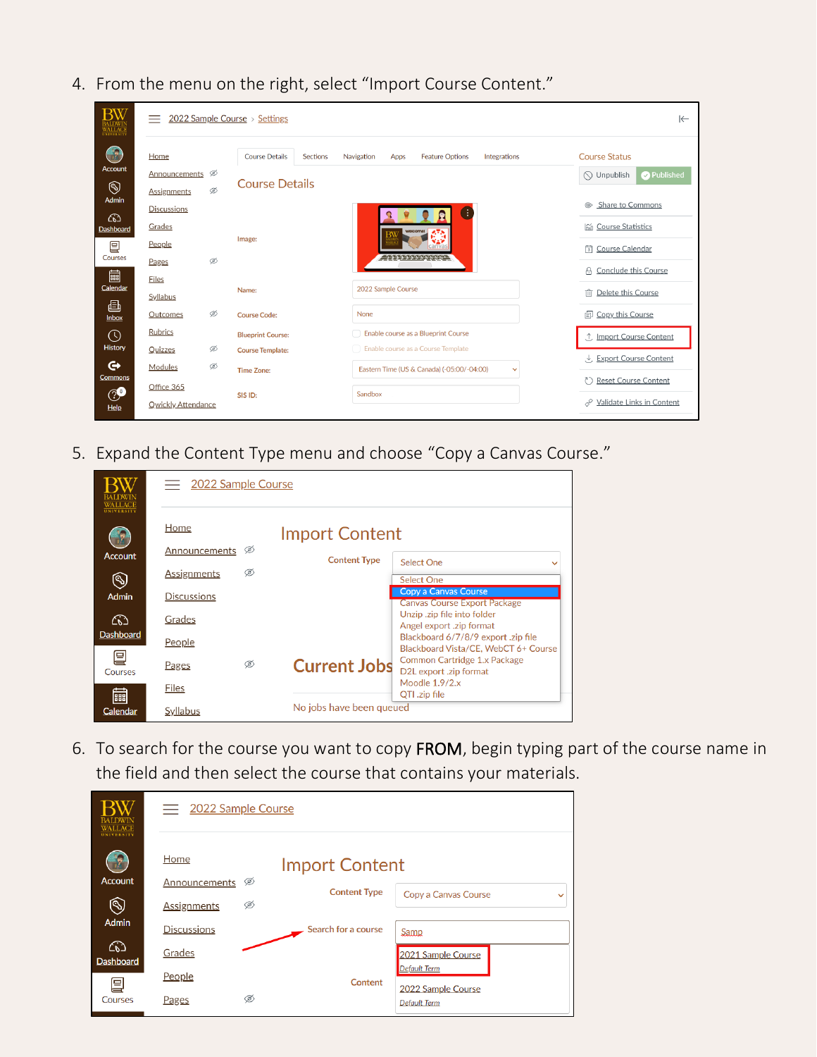4. From the menu on the right, select “Import Course Content.”

5. Expand the Content Type menu and choose “Copy a Canvas Course.”

6. To search for the course you want to copy **FROM**, begin typing part of the course name in the field and then select the course that contains your materials.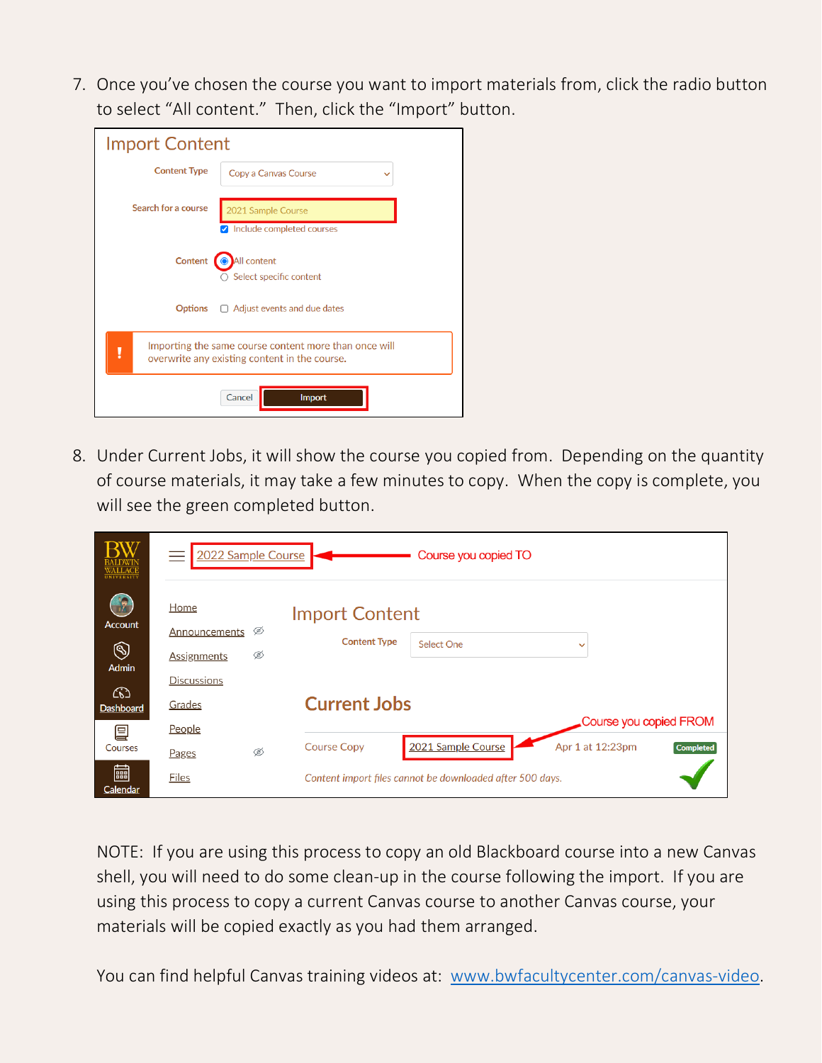7. Once you've chosen the course you want to import materials from, click the radio button to select "All content." Then, click the "Import" button.

8. Under Current Jobs, it will show the course you copied from. Depending on the quantity of course materials, it may take a few minutes to copy. When the copy is complete, you will see the green completed button.

NOTE: If you are using this process to copy an old Blackboard course into a new Canvas shell, you will need to do some clean-up in the course following the import. If you are using this process to copy a current Canvas course to another Canvas course, your materials will be copied exactly as you had them arranged.

You can find helpful Canvas training videos at: [www.bwfacultycenter.com/canvas-video](http://www.bwfacultycenter.com/canvas-video).